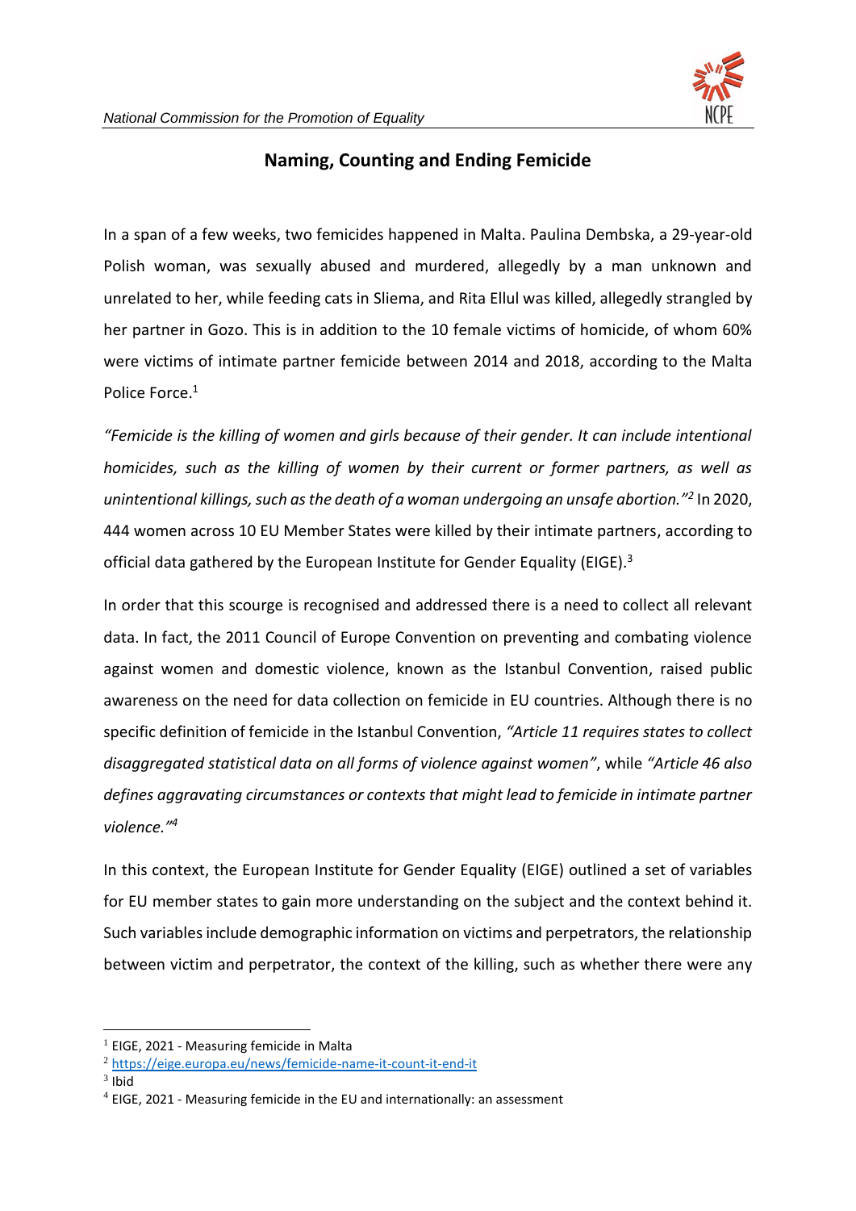# Naming, Counting and Ending Femicide

In a span of a few weeks, two femicides happened in Malta. Paulina Dembska, a 29-year-old Polish woman, was sexually abused and murdered, allegedly by a man unknown and unrelated to her, while feeding cats in Sliema, and Rita Ellul was killed, allegedly strangled by her partner in Gozo. This is in addition to the 10 female victims of homicide, of whom 60% were victims of intimate partner femicide between 2014 and 2018, according to the Malta Police Force.[1]

*"Femicide is the killing of women and girls because of their gender. It can include intentional homicides, such as the killing of women by their current or former partners, as well as unintentional killings, such as the death of a woman undergoing an unsafe abortion."*[2] In 2020, 444 women across 10 EU Member States were killed by their intimate partners, according to official data gathered by the European Institute for Gender Equality (EIGE).[3]

In order that this scourge is recognised and addressed there is a need to collect all relevant data. In fact, the 2011 Council of Europe Convention on preventing and combating violence against women and domestic violence, known as the Istanbul Convention, raised public awareness on the need for data collection on femicide in EU countries. Although there is no specific definition of femicide in the Istanbul Convention, *"Article 11 requires states to collect disaggregated statistical data on all forms of violence against women"*, while *"Article 46 also defines aggravating circumstances or contexts that might lead to femicide in intimate partner violence."*[4]

In this context, the European Institute for Gender Equality (EIGE) outlined a set of variables for EU member states to gain more understanding on the subject and the context behind it. Such variables include demographic information on victims and perpetrators, the relationship between victim and perpetrator, the context of the killing, such as whether there were any

---

[1] EIGE, 2021 - Measuring femicide in Malta

[2] https://eige.europa.eu/news/femicide-name-it-count-it-end-it

[3] Ibid

[4] EIGE, 2021 - Measuring femicide in the EU and internationally: an assessment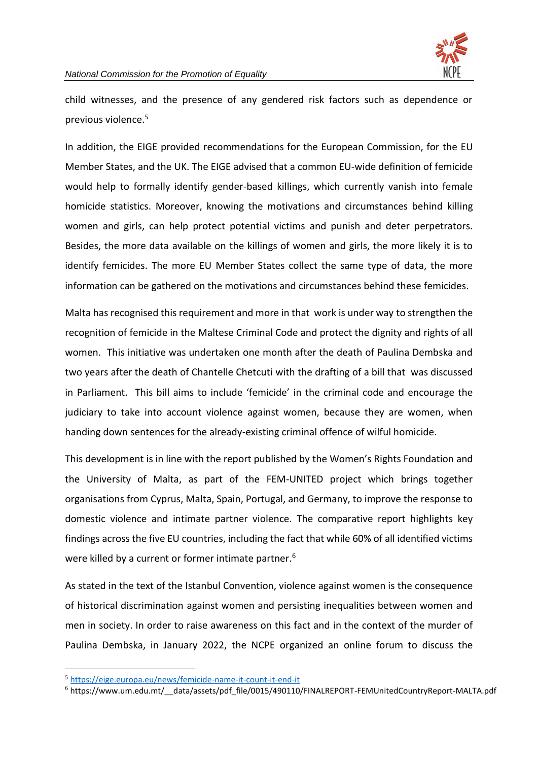child witnesses, and the presence of any gendered risk factors such as dependence or previous violence.[5]

In addition, the EIGE provided recommendations for the European Commission, for the EU Member States, and the UK. The EIGE advised that a common EU-wide definition of femicide would help to formally identify gender-based killings, which currently vanish into female homicide statistics. Moreover, knowing the motivations and circumstances behind killing women and girls, can help protect potential victims and punish and deter perpetrators. Besides, the more data available on the killings of women and girls, the more likely it is to identify femicides. The more EU Member States collect the same type of data, the more information can be gathered on the motivations and circumstances behind these femicides.

Malta has recognised this requirement and more in that work is under way to strengthen the recognition of femicide in the Maltese Criminal Code and protect the dignity and rights of all women. This initiative was undertaken one month after the death of Paulina Dembska and two years after the death of Chantelle Chetcuti with the drafting of a bill that was discussed in Parliament. This bill aims to include 'femicide' in the criminal code and encourage the judiciary to take into account violence against women, because they are women, when handing down sentences for the already-existing criminal offence of wilful homicide.

This development is in line with the report published by the Women's Rights Foundation and the University of Malta, as part of the FEM-UNITED project which brings together organisations from Cyprus, Malta, Spain, Portugal, and Germany, to improve the response to domestic violence and intimate partner violence. The comparative report highlights key findings across the five EU countries, including the fact that while 60% of all identified victims were killed by a current or former intimate partner.[6]

As stated in the text of the Istanbul Convention, violence against women is the consequence of historical discrimination against women and persisting inequalities between women and men in society. In order to raise awareness on this fact and in the context of the murder of Paulina Dembska, in January 2022, the NCPE organized an online forum to discuss the

---

[5] https://eige.europa.eu/news/femicide-name-it-count-it-end-it

[6] https://www.um.edu.mt/__data/assets/pdf_file/0015/490110/FINALREPORT-FEMUnitedCountryReport-MALTA.pdf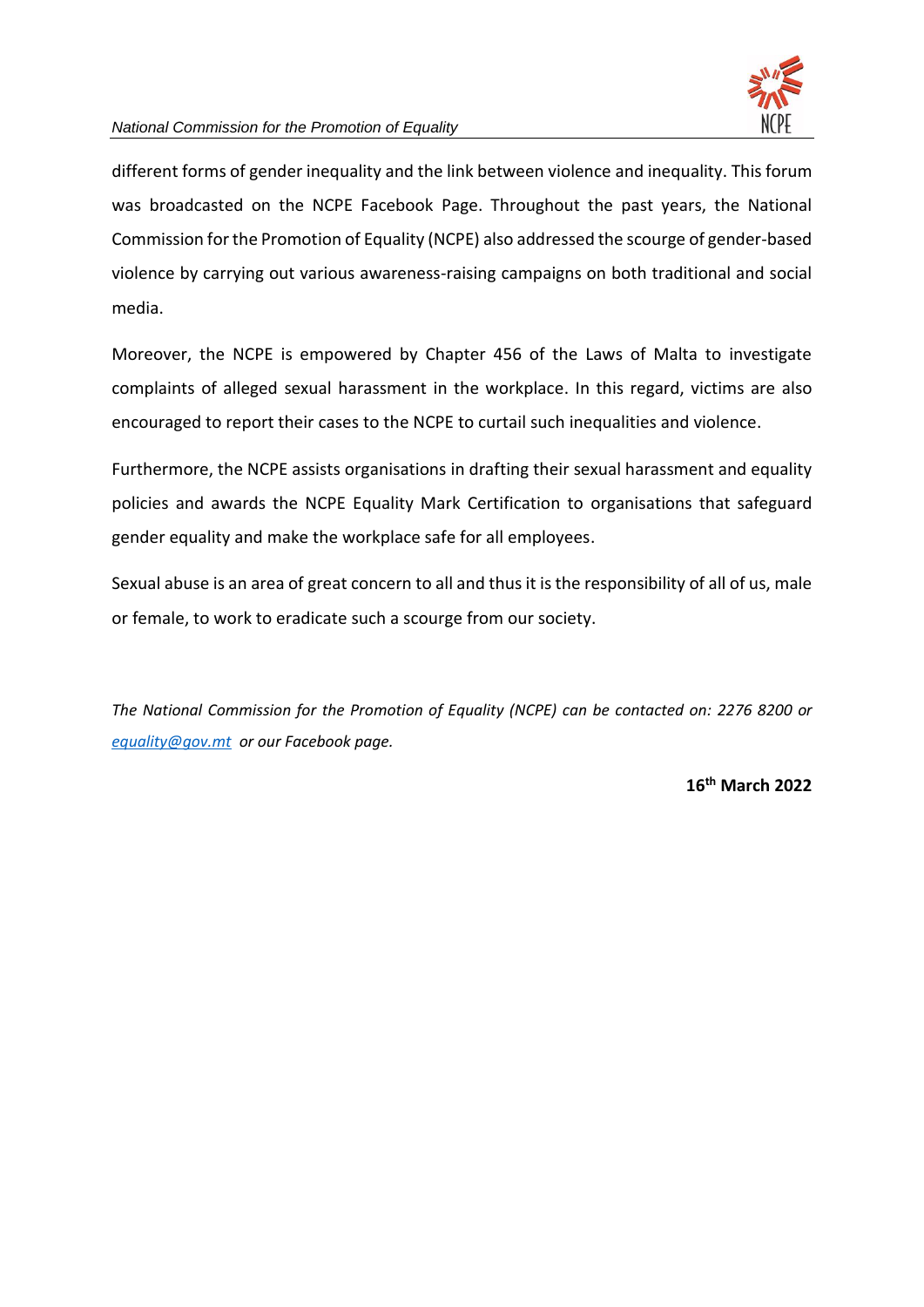different forms of gender inequality and the link between violence and inequality. This forum was broadcasted on the NCPE Facebook Page. Throughout the past years, the National Commission for the Promotion of Equality (NCPE) also addressed the scourge of gender-based violence by carrying out various awareness-raising campaigns on both traditional and social media.

Moreover, the NCPE is empowered by Chapter 456 of the Laws of Malta to investigate complaints of alleged sexual harassment in the workplace. In this regard, victims are also encouraged to report their cases to the NCPE to curtail such inequalities and violence.

Furthermore, the NCPE assists organisations in drafting their sexual harassment and equality policies and awards the NCPE Equality Mark Certification to organisations that safeguard gender equality and make the workplace safe for all employees.

Sexual abuse is an area of great concern to all and thus it is the responsibility of all of us, male or female, to work to eradicate such a scourge from our society.

*The National Commission for the Promotion of Equality (NCPE) can be contacted on: 2276 8200 or equality@gov.mt or our Facebook page.*

**16th March 2022**